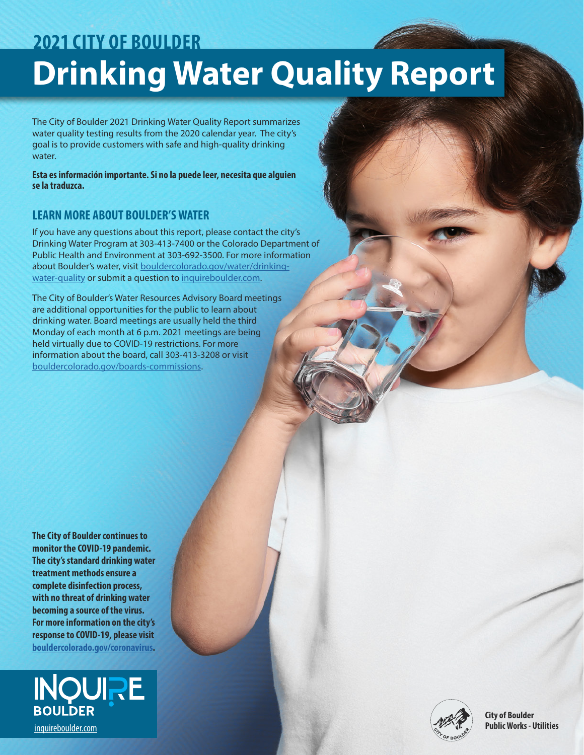# 2021 CITY OF BOULDER

# Drinking Water Quality Report

The City of Boulder 2021 Drinking Water Quality Report summarizes water quality testing results from the 2020 calendar year. The city's goal is to provide customers with safe and high-quality drinking water.

**Esta es información importante. Si no la puede leer, necesita que alguien se la traduzca.**

## LEARN MORE ABOUT BOULDER'S WATER

If you have any questions about this report, please contact the city's Drinking Water Program at 303-413-7400 or the Colorado Department of Public Health and Environment at 303-692-3500. For more information about Boulder's water, visit bouldercolorado.gov/water/drinking-water-quality or submit a question to inquireboulder.com.

The City of Boulder's Water Resources Advisory Board meetings are additional opportunities for the public to learn about drinking water. Board meetings are usually held the third Monday of each month at 6 p.m. 2021 meetings are being held virtually due to COVID-19 restrictions. For more information about the board, call 303-413-3208 or visit bouldercolorado.gov/boards-commissions.

**The City of Boulder continues to monitor the COVID-19 pandemic. The city's standard drinking water treatment methods ensure a complete disinfection process, with no threat of drinking water becoming a source of the virus. For more information on the city's response to COVID-19, please visit bouldercolorado.gov/coronavirus.**

INQUIRE BOULDER
inquireboulder.com

City of Boulder
Public Works - Utilities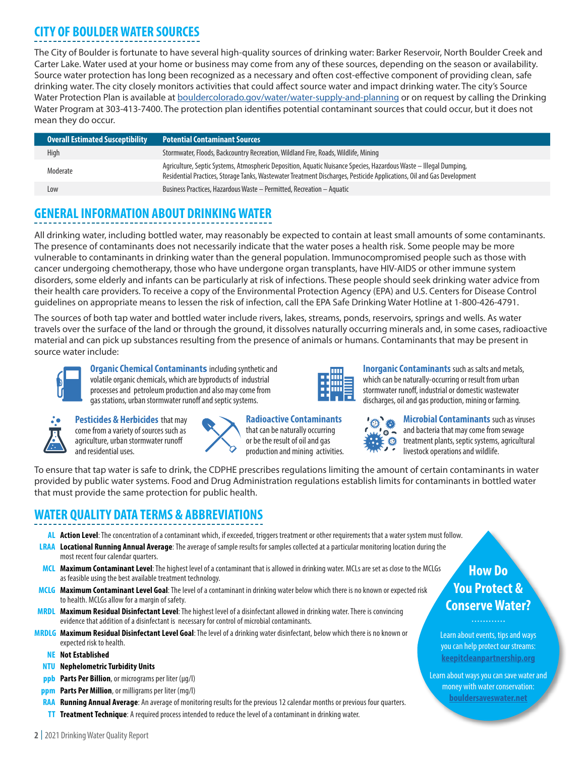## CITY OF BOULDER WATER SOURCES

The City of Boulder is fortunate to have several high-quality sources of drinking water: Barker Reservoir, North Boulder Creek and Carter Lake. Water used at your home or business may come from any of these sources, depending on the season or availability. Source water protection has long been recognized as a necessary and often cost-effective component of providing clean, safe drinking water. The city closely monitors activities that could affect source water and impact drinking water. The city's Source Water Protection Plan is available at bouldercolorado.gov/water/water-supply-and-planning or on request by calling the Drinking Water Program at 303-413-7400. The protection plan identifies potential contaminant sources that could occur, but it does not mean they do occur.

| Overall Estimated Susceptibility | Potential Contaminant Sources |
| --- | --- |
| High | Stormwater, Floods, Backcountry Recreation, Wildland Fire, Roads, Wildlife, Mining |
| Moderate | Agriculture, Septic Systems, Atmospheric Deposition, Aquatic Nuisance Species, Hazardous Waste – Illegal Dumping, Residential Practices, Storage Tanks, Wastewater Treatment Discharges, Pesticide Applications, Oil and Gas Development |
| Low | Business Practices, Hazardous Waste – Permitted, Recreation – Aquatic |

## GENERAL INFORMATION ABOUT DRINKING WATER

All drinking water, including bottled water, may reasonably be expected to contain at least small amounts of some contaminants. The presence of contaminants does not necessarily indicate that the water poses a health risk. Some people may be more vulnerable to contaminants in drinking water than the general population. Immunocompromised people such as those with cancer undergoing chemotherapy, those who have undergone organ transplants, have HIV-AIDS or other immune system disorders, some elderly and infants can be particularly at risk of infections. These people should seek drinking water advice from their health care providers. To receive a copy of the Environmental Protection Agency (EPA) and U.S. Centers for Disease Control guidelines on appropriate means to lessen the risk of infection, call the EPA Safe Drinking Water Hotline at 1-800-426-4791.

The sources of both tap water and bottled water include rivers, lakes, streams, ponds, reservoirs, springs and wells. As water travels over the surface of the land or through the ground, it dissolves naturally occurring minerals and, in some cases, radioactive material and can pick up substances resulting from the presence of animals or humans. Contaminants that may be present in source water include:

**Organic Chemical Contaminants** including synthetic and volatile organic chemicals, which are byproducts of industrial processes and petroleum production and also may come from gas stations, urban stormwater runoff and septic systems.

**Inorganic Contaminants** such as salts and metals, which can be naturally-occurring or result from urban stormwater runoff, industrial or domestic wastewater discharges, oil and gas production, mining or farming.

**Pesticides & Herbicides** that may come from a variety of sources such as agriculture, urban stormwater runoff and residential uses.

**Radioactive Contaminants** that can be naturally occurring or be the result of oil and gas production and mining activities.

**Microbial Contaminants** such as viruses and bacteria that may come from sewage treatment plants, septic systems, agricultural livestock operations and wildlife.

To ensure that tap water is safe to drink, the CDPHE prescribes regulations limiting the amount of certain contaminants in water provided by public water systems. Food and Drug Administration regulations establish limits for contaminants in bottled water that must provide the same protection for public health.

## WATER QUALITY DATA TERMS & ABBREVIATIONS

- **AL** **Action Level**: The concentration of a contaminant which, if exceeded, triggers treatment or other requirements that a water system must follow.
- **LRAA** **Locational Running Annual Average**: The average of sample results for samples collected at a particular monitoring location during the most recent four calendar quarters.
- **MCL** **Maximum Contaminant Level**: The highest level of a contaminant that is allowed in drinking water. MCLs are set as close to the MCLGs as feasible using the best available treatment technology.
- **MCLG** **Maximum Contaminant Level Goal**: The level of a contaminant in drinking water below which there is no known or expected risk to health. MCLGs allow for a margin of safety.
- **MRDL** **Maximum Residual Disinfectant Level**: The highest level of a disinfectant allowed in drinking water. There is convincing evidence that addition of a disinfectant is necessary for control of microbial contaminants.
- **MRDLG** **Maximum Residual Disinfectant Level Goal**: The level of a drinking water disinfectant, below which there is no known or expected risk to health.
- **NE** **Not Established**
- **NTU** **Nephelometric Turbidity Units**
- **ppb** **Parts Per Billion**, or micrograms per liter (µg/l)
- **ppm** **Parts Per Million**, or milligrams per liter (mg/l)
- **RAA** **Running Annual Average**: An average of monitoring results for the previous 12 calendar months or previous four quarters.
- **TT** **Treatment Technique**: A required process intended to reduce the level of a contaminant in drinking water.

### How Do You Protect & Conserve Water?

Learn about events, tips and ways you can help protect our streams: **keepitcleanpartnership.org**

Learn about ways you can save water and money with water conservation: **bouldersaveswater.net**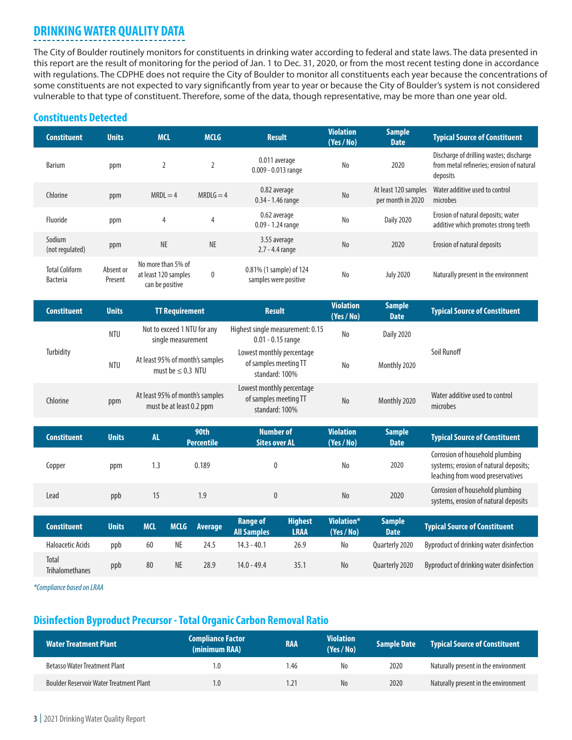## DRINKING WATER QUALITY DATA

The City of Boulder routinely monitors for constituents in drinking water according to federal and state laws. The data presented in this report are the result of monitoring for the period of Jan. 1 to Dec. 31, 2020, or from the most recent testing done in accordance with regulations. The CDPHE does not require the City of Boulder to monitor all constituents each year because the concentrations of some constituents are not expected to vary significantly from year to year or because the City of Boulder's system is not considered vulnerable to that type of constituent. Therefore, some of the data, though representative, may be more than one year old.

### Constituents Detected

| Constituent | Units | MCL | MCLG | Result | Violation (Yes / No) | Sample Date | Typical Source of Constituent |
|---|---|---|---|---|---|---|---|
| Barium | ppm | 2 | 2 | 0.011 average<br>0.009 - 0.013 range | No | 2020 | Discharge of drilling wastes; discharge from metal refineries; erosion of natural deposits |
| Chlorine | ppm | MRDL = 4 | MRDLG = 4 | 0.82 average<br>0.34 - 1.46 range | No | At least 120 samples per month in 2020 | Water additive used to control microbes |
| Fluoride | ppm | 4 | 4 | 0.62 average<br>0.09 - 1.24 range | No | Daily 2020 | Erosion of natural deposits; water additive which promotes strong teeth |
| Sodium (not regulated) | ppm | NE | NE | 3.55 average<br>2.7 - 4.4 range | No | 2020 | Erosion of natural deposits |
| Total Coliform Bacteria | Absent or Present | No more than 5% of at least 120 samples can be positive | 0 | 0.81% (1 sample) of 124 samples were positive | No | July 2020 | Naturally present in the environment |

| Constituent | Units | TT Requirement | Result | Violation (Yes / No) | Sample Date | Typical Source of Constituent |
|---|---|---|---|---|---|---|
| Turbidity | NTU | Not to exceed 1 NTU for any single measurement | Highest single measurement: 0.15<br>0.01 - 0.15 range | No | Daily 2020 | Soil Runoff |
| Turbidity | NTU | At least 95% of month's samples must be ≤ 0.3 NTU | Lowest monthly percentage of samples meeting TT standard: 100% | No | Monthly 2020 | Soil Runoff |
| Chlorine | ppm | At least 95% of month's samples must be at least 0.2 ppm | Lowest monthly percentage of samples meeting TT standard: 100% | No | Monthly 2020 | Water additive used to control microbes |

| Constituent | Units | AL | 90th Percentile | Number of Sites over AL | Violation (Yes / No) | Sample Date | Typical Source of Constituent |
|---|---|---|---|---|---|---|---|
| Copper | ppm | 1.3 | 0.189 | 0 | No | 2020 | Corrosion of household plumbing systems; erosion of natural deposits; leaching from wood preservatives |
| Lead | ppb | 15 | 1.9 | 0 | No | 2020 | Corrosion of household plumbing systems, erosion of natural deposits |

| Constituent | Units | MCL | MCLG | Average | Range of All Samples | Highest LRAA | Violation* (Yes / No) | Sample Date | Typical Source of Constituent |
|---|---|---|---|---|---|---|---|---|---|
| Haloacetic Acids | ppb | 60 | NE | 24.5 | 14.3 - 40.1 | 26.9 | No | Quarterly 2020 | Byproduct of drinking water disinfection |
| Total Trihalomethanes | ppb | 80 | NE | 28.9 | 14.0 - 49.4 | 35.1 | No | Quarterly 2020 | Byproduct of drinking water disinfection |

*Compliance based on LRAA*

### Disinfection Byproduct Precursor - Total Organic Carbon Removal Ratio

| Water Treatment Plant | Compliance Factor (minimum RAA) | RAA | Violation (Yes / No) | Sample Date | Typical Source of Constituent |
|---|---|---|---|---|---|
| Betasso Water Treatment Plant | 1.0 | 1.46 | No | 2020 | Naturally present in the environment |
| Boulder Reservoir Water Treatment Plant | 1.0 | 1.21 | No | 2020 | Naturally present in the environment |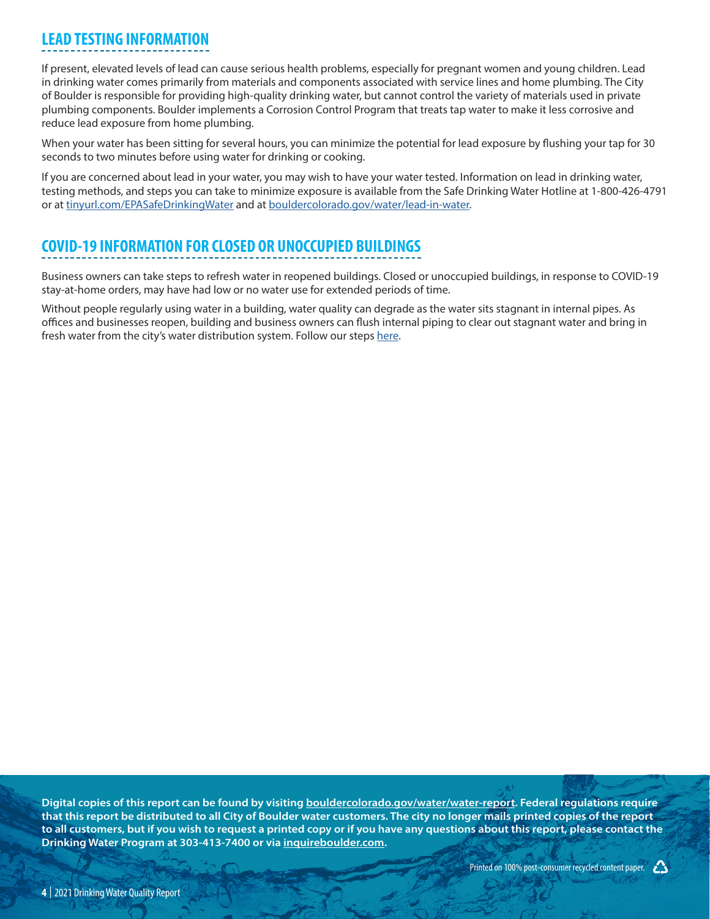## LEAD TESTING INFORMATION

If present, elevated levels of lead can cause serious health problems, especially for pregnant women and young children. Lead in drinking water comes primarily from materials and components associated with service lines and home plumbing. The City of Boulder is responsible for providing high-quality drinking water, but cannot control the variety of materials used in private plumbing components. Boulder implements a Corrosion Control Program that treats tap water to make it less corrosive and reduce lead exposure from home plumbing.

When your water has been sitting for several hours, you can minimize the potential for lead exposure by flushing your tap for 30 seconds to two minutes before using water for drinking or cooking.

If you are concerned about lead in your water, you may wish to have your water tested. Information on lead in drinking water, testing methods, and steps you can take to minimize exposure is available from the Safe Drinking Water Hotline at 1-800-426-4791 or at tinyurl.com/EPASafeDrinkingWater and at bouldercolorado.gov/water/lead-in-water.

## COVID-19 INFORMATION FOR CLOSED OR UNOCCUPIED BUILDINGS

Business owners can take steps to refresh water in reopened buildings. Closed or unoccupied buildings, in response to COVID-19 stay-at-home orders, may have had low or no water use for extended periods of time.

Without people regularly using water in a building, water quality can degrade as the water sits stagnant in internal pipes. As offices and businesses reopen, building and business owners can flush internal piping to clear out stagnant water and bring in fresh water from the city's water distribution system. Follow our steps here.

**Digital copies of this report can be found by visiting bouldercolorado.gov/water/water-report. Federal regulations require that this report be distributed to all City of Boulder water customers. The city no longer mails printed copies of the report to all customers, but if you wish to request a printed copy or if you have any questions about this report, please contact the Drinking Water Program at 303-413-7400 or via inquireboulder.com.**

Printed on 100% post-consumer recycled content paper.